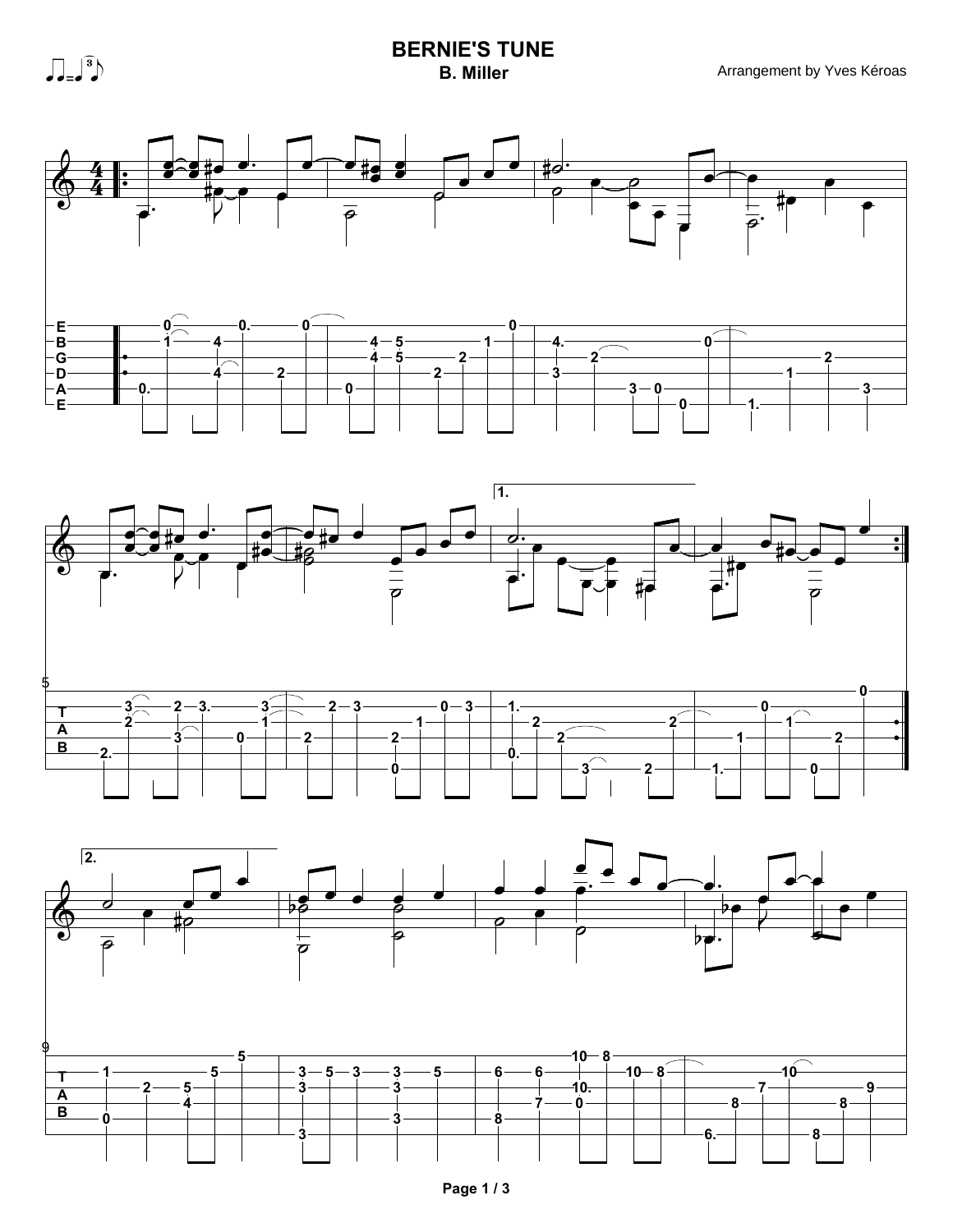# BERNIE'S TUNE

**B. Miller**

Arrangement by Yves Kéroas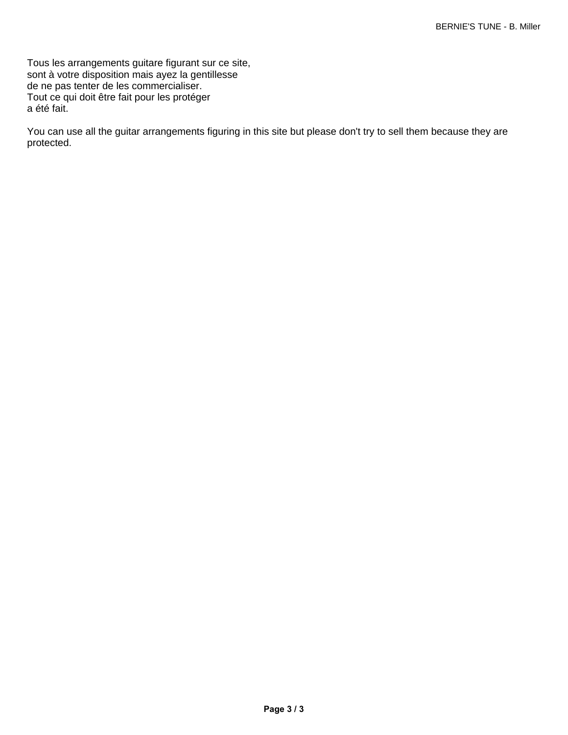Tous les arrangements guitare figurant sur ce site,
sont à votre disposition mais ayez la gentillesse
de ne pas tenter de les commercialiser.
Tout ce qui doit être fait pour les protéger
a été fait.

You can use all the guitar arrangements figuring in this site but please don't try to sell them because they are protected.